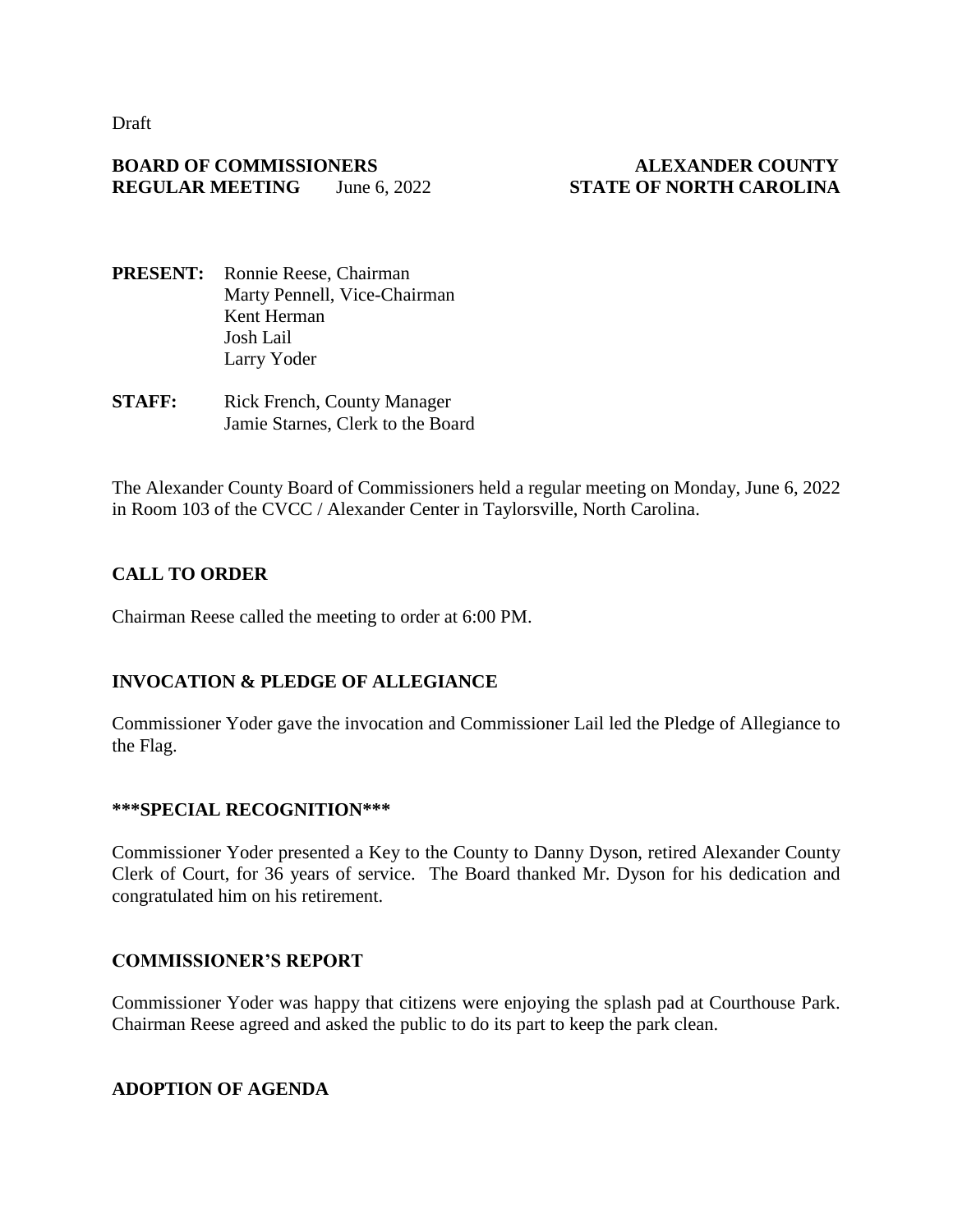Draft

**BOARD OF COMMISSIONERS** **ALEXANDER COUNTY**
**REGULAR MEETING** June 6, 2022 **STATE OF NORTH CAROLINA**

**PRESENT:** Ronnie Reese, Chairman
Marty Pennell, Vice-Chairman
Kent Herman
Josh Lail
Larry Yoder

**STAFF:** Rick French, County Manager
Jamie Starnes, Clerk to the Board

The Alexander County Board of Commissioners held a regular meeting on Monday, June 6, 2022 in Room 103 of the CVCC / Alexander Center in Taylorsville, North Carolina.

## CALL TO ORDER

Chairman Reese called the meeting to order at 6:00 PM.

## INVOCATION & PLEDGE OF ALLEGIANCE

Commissioner Yoder gave the invocation and Commissioner Lail led the Pledge of Allegiance to the Flag.

## ***SPECIAL RECOGNITION***

Commissioner Yoder presented a Key to the County to Danny Dyson, retired Alexander County Clerk of Court, for 36 years of service. The Board thanked Mr. Dyson for his dedication and congratulated him on his retirement.

## COMMISSIONER'S REPORT

Commissioner Yoder was happy that citizens were enjoying the splash pad at Courthouse Park. Chairman Reese agreed and asked the public to do its part to keep the park clean.

## ADOPTION OF AGENDA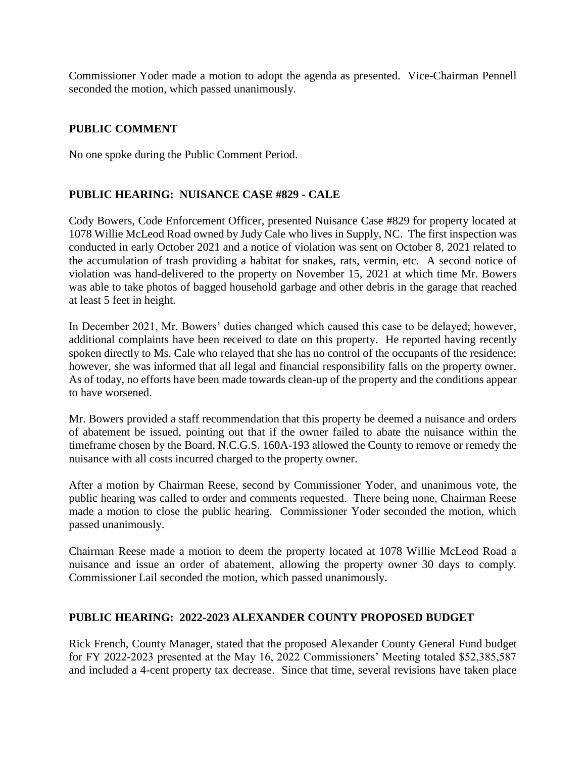Commissioner Yoder made a motion to adopt the agenda as presented. Vice-Chairman Pennell seconded the motion, which passed unanimously.

## PUBLIC COMMENT

No one spoke during the Public Comment Period.

## PUBLIC HEARING: NUISANCE CASE #829 - CALE

Cody Bowers, Code Enforcement Officer, presented Nuisance Case #829 for property located at 1078 Willie McLeod Road owned by Judy Cale who lives in Supply, NC. The first inspection was conducted in early October 2021 and a notice of violation was sent on October 8, 2021 related to the accumulation of trash providing a habitat for snakes, rats, vermin, etc. A second notice of violation was hand-delivered to the property on November 15, 2021 at which time Mr. Bowers was able to take photos of bagged household garbage and other debris in the garage that reached at least 5 feet in height.

In December 2021, Mr. Bowers' duties changed which caused this case to be delayed; however, additional complaints have been received to date on this property. He reported having recently spoken directly to Ms. Cale who relayed that she has no control of the occupants of the residence; however, she was informed that all legal and financial responsibility falls on the property owner. As of today, no efforts have been made towards clean-up of the property and the conditions appear to have worsened.

Mr. Bowers provided a staff recommendation that this property be deemed a nuisance and orders of abatement be issued, pointing out that if the owner failed to abate the nuisance within the timeframe chosen by the Board, N.C.G.S. 160A-193 allowed the County to remove or remedy the nuisance with all costs incurred charged to the property owner.

After a motion by Chairman Reese, second by Commissioner Yoder, and unanimous vote, the public hearing was called to order and comments requested. There being none, Chairman Reese made a motion to close the public hearing. Commissioner Yoder seconded the motion, which passed unanimously.

Chairman Reese made a motion to deem the property located at 1078 Willie McLeod Road a nuisance and issue an order of abatement, allowing the property owner 30 days to comply. Commissioner Lail seconded the motion, which passed unanimously.

## PUBLIC HEARING: 2022-2023 ALEXANDER COUNTY PROPOSED BUDGET

Rick French, County Manager, stated that the proposed Alexander County General Fund budget for FY 2022-2023 presented at the May 16, 2022 Commissioners' Meeting totaled $52,385,587 and included a 4-cent property tax decrease. Since that time, several revisions have taken place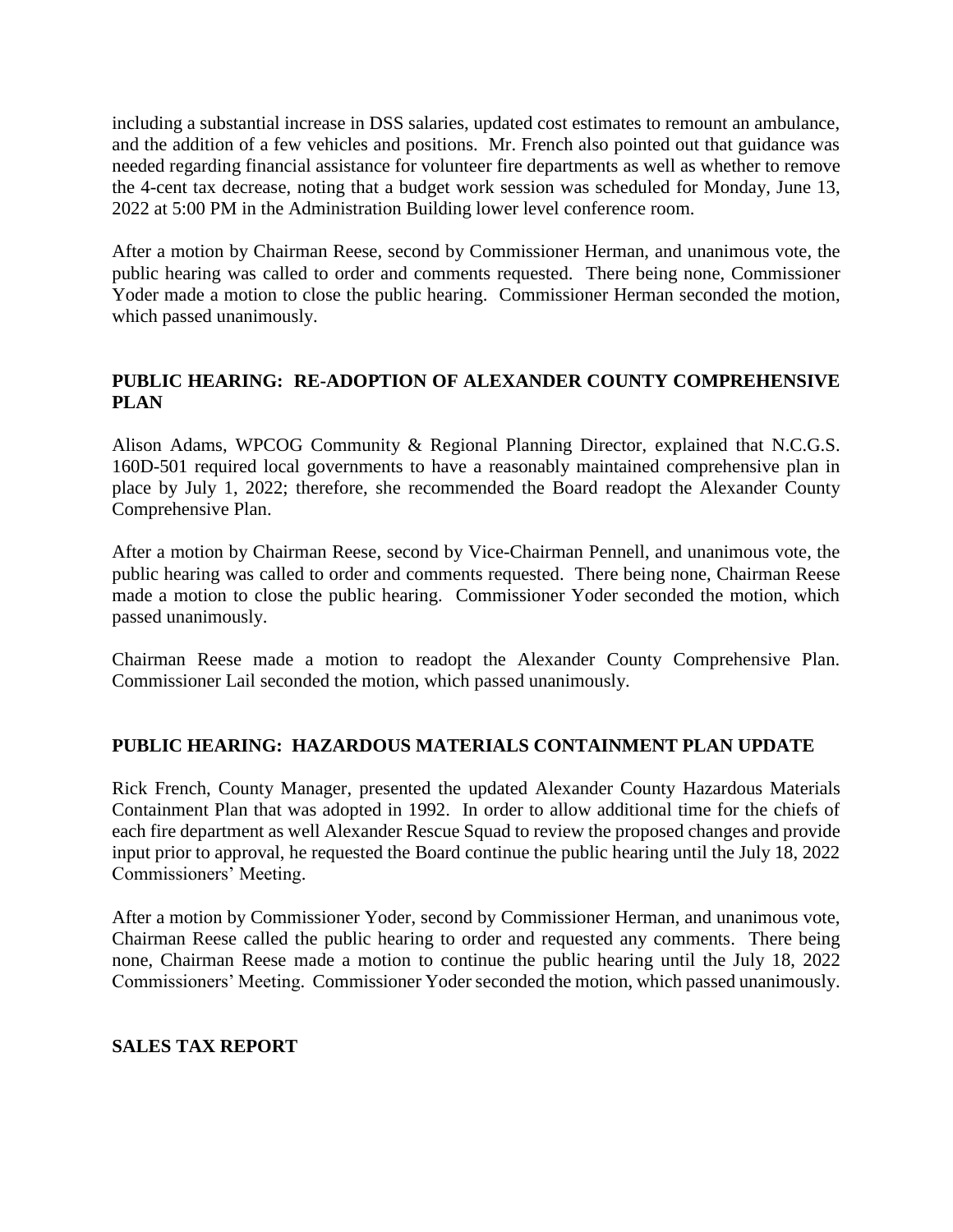including a substantial increase in DSS salaries, updated cost estimates to remount an ambulance, and the addition of a few vehicles and positions. Mr. French also pointed out that guidance was needed regarding financial assistance for volunteer fire departments as well as whether to remove the 4-cent tax decrease, noting that a budget work session was scheduled for Monday, June 13, 2022 at 5:00 PM in the Administration Building lower level conference room.

After a motion by Chairman Reese, second by Commissioner Herman, and unanimous vote, the public hearing was called to order and comments requested. There being none, Commissioner Yoder made a motion to close the public hearing. Commissioner Herman seconded the motion, which passed unanimously.

## PUBLIC HEARING: RE-ADOPTION OF ALEXANDER COUNTY COMPREHENSIVE PLAN

Alison Adams, WPCOG Community & Regional Planning Director, explained that N.C.G.S. 160D-501 required local governments to have a reasonably maintained comprehensive plan in place by July 1, 2022; therefore, she recommended the Board readopt the Alexander County Comprehensive Plan.

After a motion by Chairman Reese, second by Vice-Chairman Pennell, and unanimous vote, the public hearing was called to order and comments requested. There being none, Chairman Reese made a motion to close the public hearing. Commissioner Yoder seconded the motion, which passed unanimously.

Chairman Reese made a motion to readopt the Alexander County Comprehensive Plan. Commissioner Lail seconded the motion, which passed unanimously.

## PUBLIC HEARING: HAZARDOUS MATERIALS CONTAINMENT PLAN UPDATE

Rick French, County Manager, presented the updated Alexander County Hazardous Materials Containment Plan that was adopted in 1992. In order to allow additional time for the chiefs of each fire department as well Alexander Rescue Squad to review the proposed changes and provide input prior to approval, he requested the Board continue the public hearing until the July 18, 2022 Commissioners' Meeting.

After a motion by Commissioner Yoder, second by Commissioner Herman, and unanimous vote, Chairman Reese called the public hearing to order and requested any comments. There being none, Chairman Reese made a motion to continue the public hearing until the July 18, 2022 Commissioners' Meeting. Commissioner Yoder seconded the motion, which passed unanimously.

## SALES TAX REPORT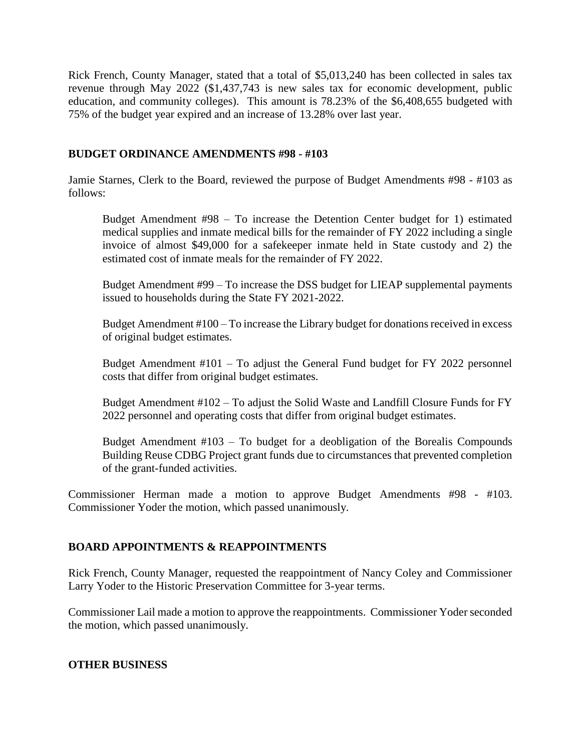Rick French, County Manager, stated that a total of $5,013,240 has been collected in sales tax revenue through May 2022 ($1,437,743 is new sales tax for economic development, public education, and community colleges). This amount is 78.23% of the $6,408,655 budgeted with 75% of the budget year expired and an increase of 13.28% over last year.

**BUDGET ORDINANCE AMENDMENTS #98 - #103**

Jamie Starnes, Clerk to the Board, reviewed the purpose of Budget Amendments #98 - #103 as follows:

> Budget Amendment #98 – To increase the Detention Center budget for 1) estimated medical supplies and inmate medical bills for the remainder of FY 2022 including a single invoice of almost $49,000 for a safekeeper inmate held in State custody and 2) the estimated cost of inmate meals for the remainder of FY 2022.
>
> Budget Amendment #99 – To increase the DSS budget for LIEAP supplemental payments issued to households during the State FY 2021-2022.
>
> Budget Amendment #100 – To increase the Library budget for donations received in excess of original budget estimates.
>
> Budget Amendment #101 – To adjust the General Fund budget for FY 2022 personnel costs that differ from original budget estimates.
>
> Budget Amendment #102 – To adjust the Solid Waste and Landfill Closure Funds for FY 2022 personnel and operating costs that differ from original budget estimates.
>
> Budget Amendment #103 – To budget for a deobligation of the Borealis Compounds Building Reuse CDBG Project grant funds due to circumstances that prevented completion of the grant-funded activities.

Commissioner Herman made a motion to approve Budget Amendments #98 - #103. Commissioner Yoder the motion, which passed unanimously.

**BOARD APPOINTMENTS & REAPPOINTMENTS**

Rick French, County Manager, requested the reappointment of Nancy Coley and Commissioner Larry Yoder to the Historic Preservation Committee for 3-year terms.

Commissioner Lail made a motion to approve the reappointments. Commissioner Yoder seconded the motion, which passed unanimously.

**OTHER BUSINESS**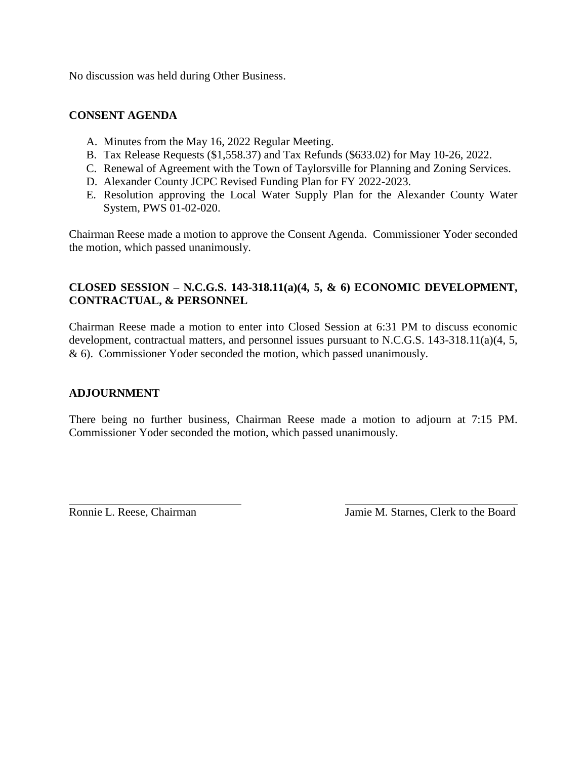No discussion was held during Other Business.

**CONSENT AGENDA**

A. Minutes from the May 16, 2022 Regular Meeting.
B. Tax Release Requests ($1,558.37) and Tax Refunds ($633.02) for May 10-26, 2022.
C. Renewal of Agreement with the Town of Taylorsville for Planning and Zoning Services.
D. Alexander County JCPC Revised Funding Plan for FY 2022-2023.
E. Resolution approving the Local Water Supply Plan for the Alexander County Water System, PWS 01-02-020.

Chairman Reese made a motion to approve the Consent Agenda. Commissioner Yoder seconded the motion, which passed unanimously.

**CLOSED SESSION – N.C.G.S. 143-318.11(a)(4, 5, & 6) ECONOMIC DEVELOPMENT, CONTRACTUAL, & PERSONNEL**

Chairman Reese made a motion to enter into Closed Session at 6:31 PM to discuss economic development, contractual matters, and personnel issues pursuant to N.C.G.S. 143-318.11(a)(4, 5, & 6). Commissioner Yoder seconded the motion, which passed unanimously.

**ADJOURNMENT**

There being no further business, Chairman Reese made a motion to adjourn at 7:15 PM. Commissioner Yoder seconded the motion, which passed unanimously.

______________________________ ______________________________
Ronnie L. Reese, Chairman Jamie M. Starnes, Clerk to the Board